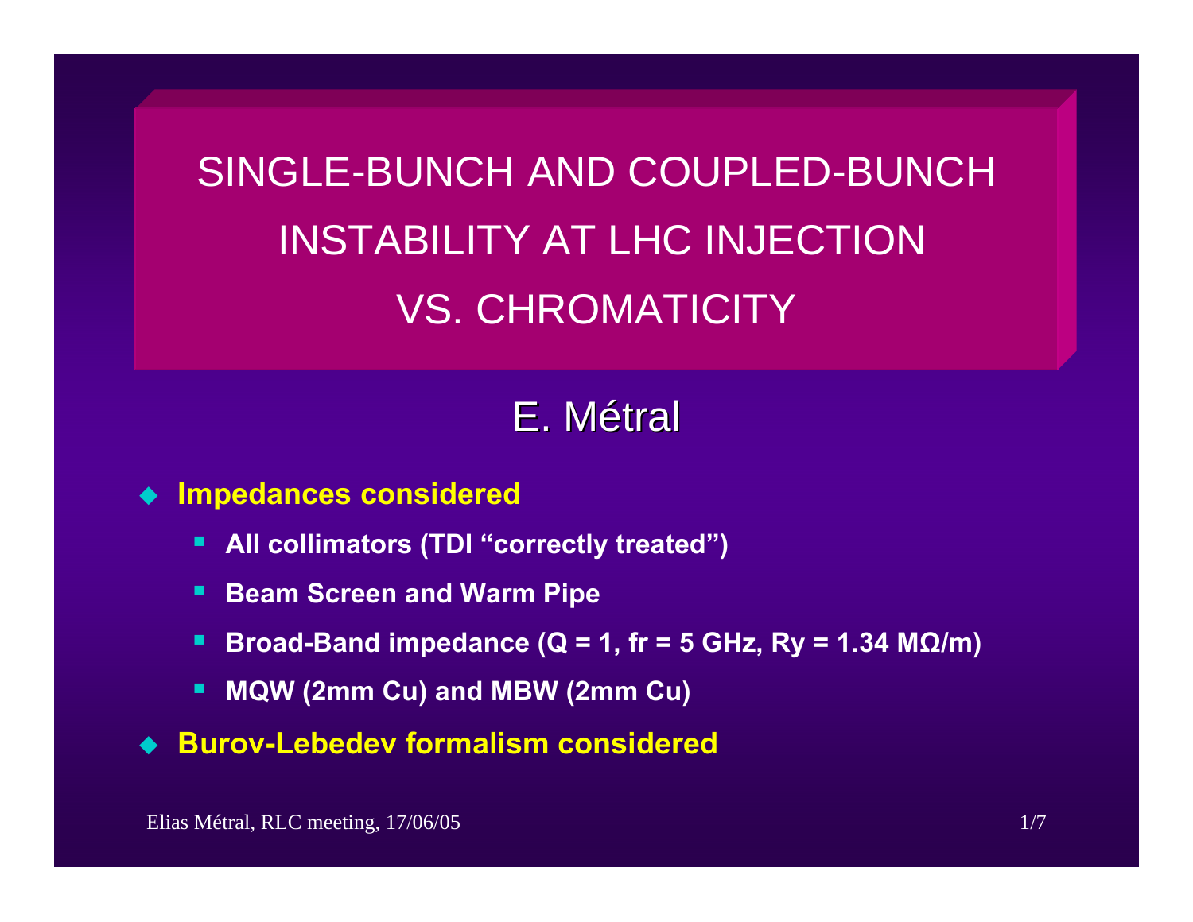# SINGLE-BUNCH AND COUPLED-BUNCH INSTABILITY AT LHC INJECTION VS. CHROMATICITY

## E. Métral

- **Impedances considered**
  - **All collimators (TDI "correctly treated")**
  - **Beam Screen and Warm Pipe**
  - **Broad-Band impedance (Q = 1, fr = 5 GHz, Ry = 1.34 MΩ/m)**
  - **MQW (2mm Cu) and MBW (2mm Cu)**
- **Burov-Lebedev formalism considered**

Elias Métral, RLC meeting, 17/06/05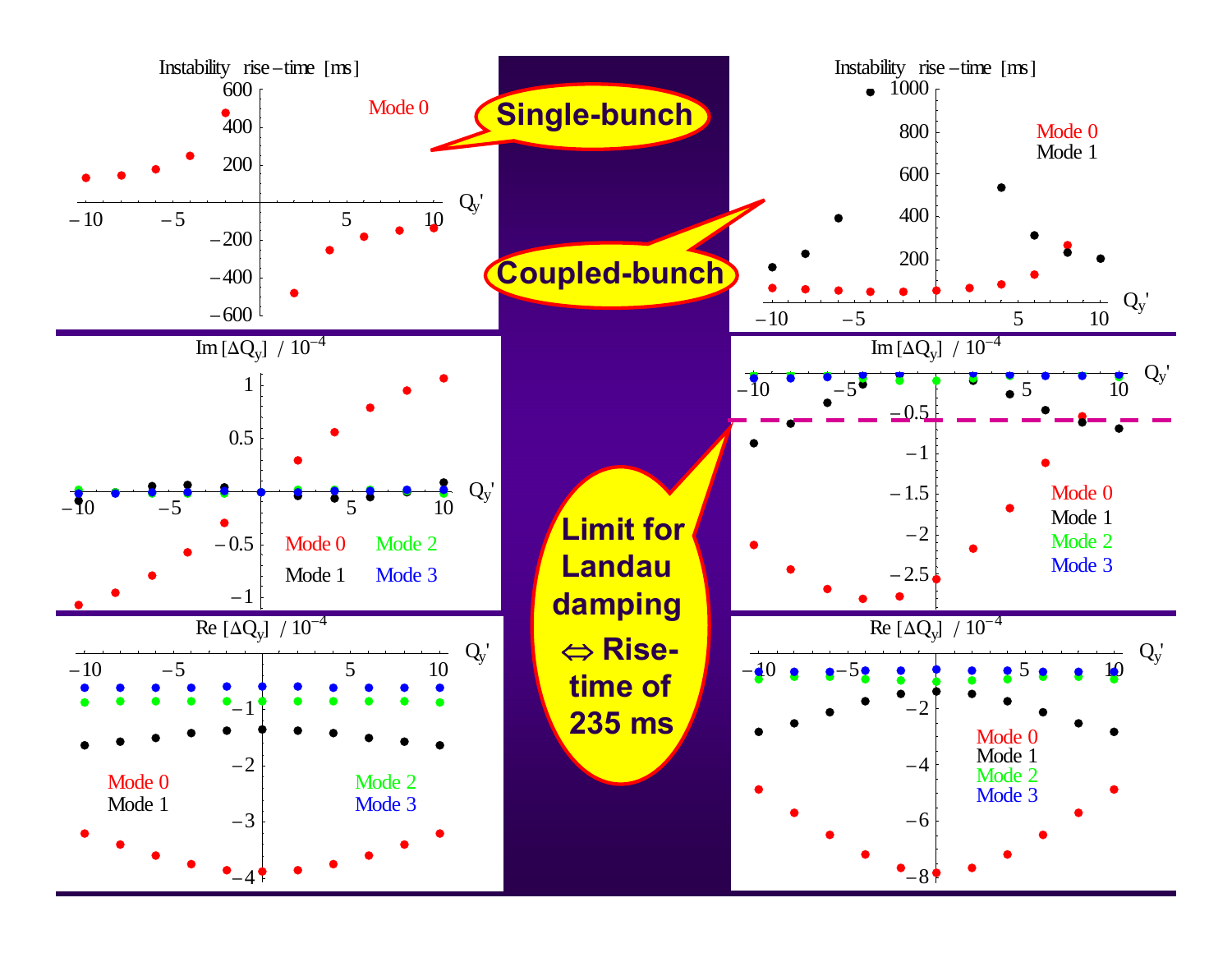**Single-bunch**

**Coupled-bunch**

Instability rise-time [ms]

Mode 0

Instability rise-time [ms]

Mode 0
Mode 1

$Q_y'$

$\mathrm{Im}[\Delta Q_y]$ / $10^{-4}$

Mode 0 Mode 2
Mode 1 Mode 3

$\mathrm{Im}[\Delta Q_y]$ / $10^{-4}$

Mode 0
Mode 1
Mode 2
Mode 3

**Limit for Landau damping ⇔ Rise-time of 235 ms**

$\mathrm{Re}[\Delta Q_y]$ / $10^{-4}$

Mode 0
Mode 1
Mode 2
Mode 3

$\mathrm{Re}[\Delta Q_y]$ / $10^{-4}$

Mode 0
Mode 1
Mode 2
Mode 3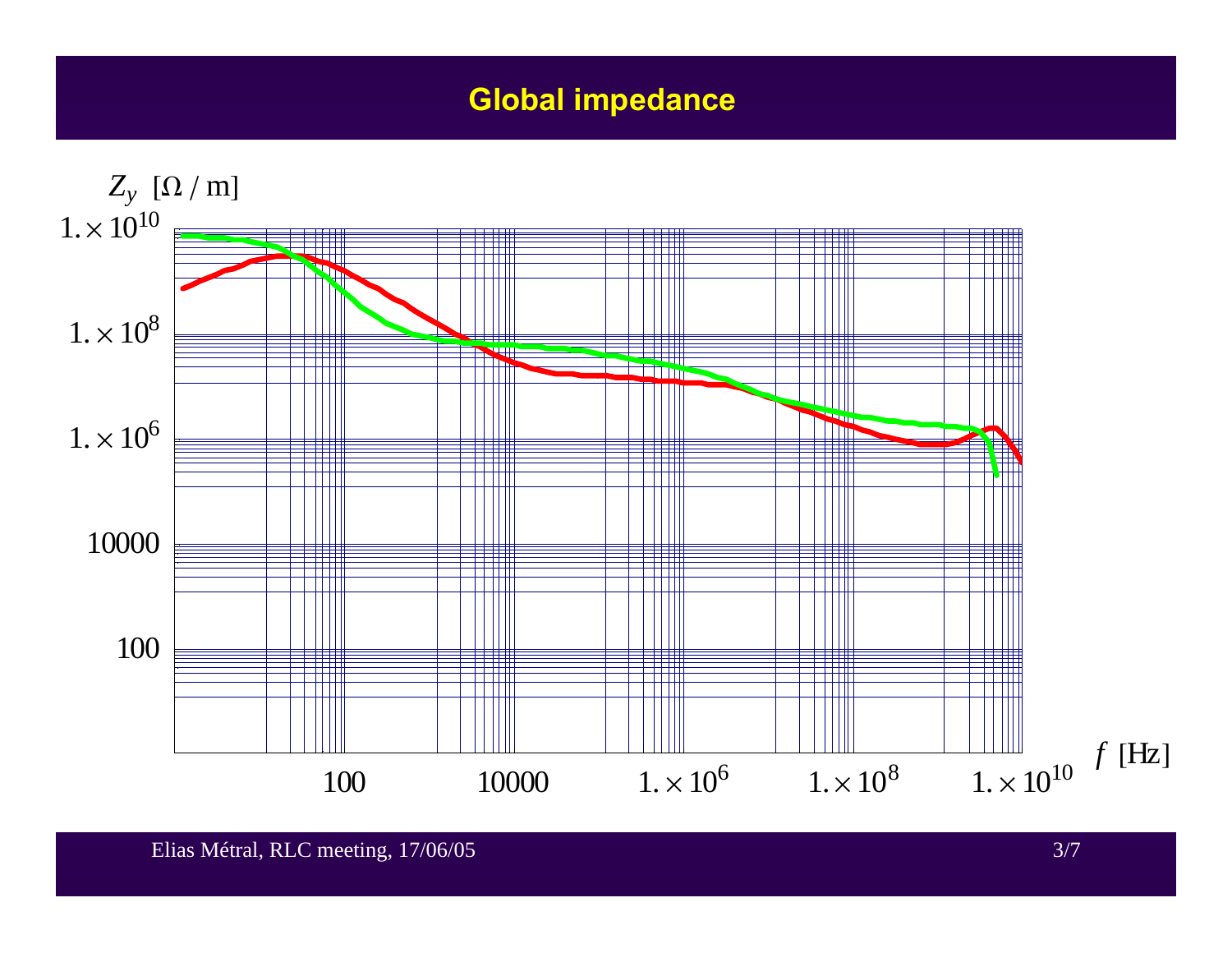# Global impedance

$Z_y$ [Ω / m]

$1. \times 10^{10}$

$1. \times 10^{8}$

$1. \times 10^{6}$

10000

100

100 10000 $1. \times 10^{6}$ $1. \times 10^{8}$ $1. \times 10^{10}$ $f$ [Hz]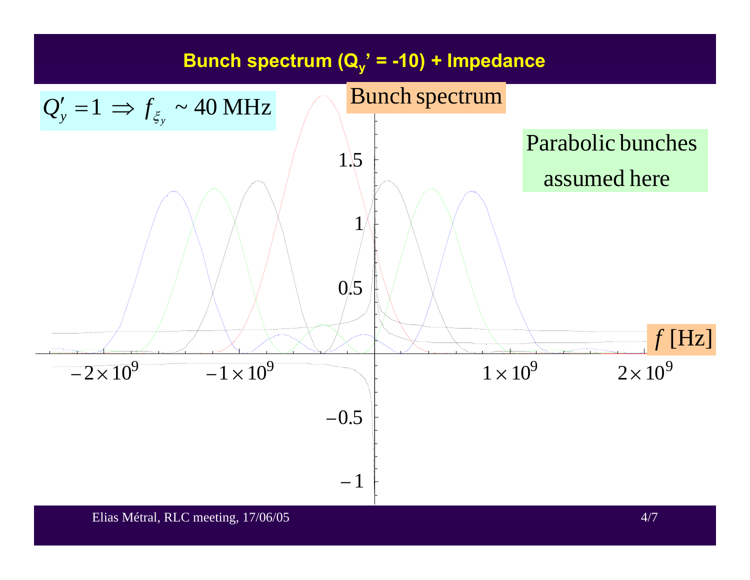# Bunch spectrum ($Q_y'$ = -10) + Impedance

$Q_y' = 1 \Rightarrow f_{\xi_y} \sim 40$ MHz

Bunch spectrum

Parabolic bunches assumed here

1.5

1

0.5

$-0.5$

$-1$

$-2 \times 10^9$ $-1 \times 10^9$ $1 \times 10^9$ $2 \times 10^9$

$f$ [Hz]

Elias Métral, RLC meeting, 17/06/05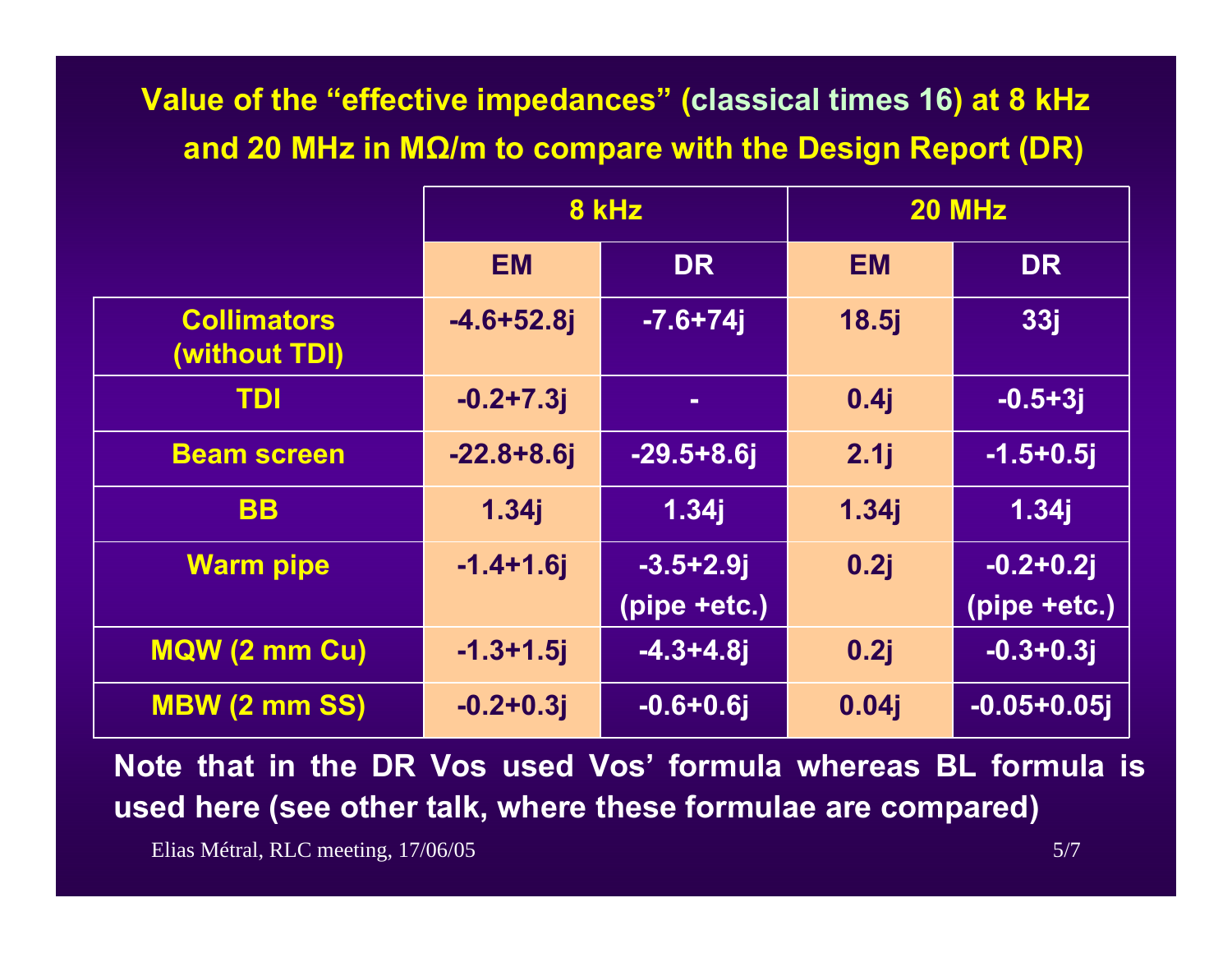# Value of the "effective impedances" (classical times 16) at 8 kHz and 20 MHz in MΩ/m to compare with the Design Report (DR)

| | 8 kHz | | 20 MHz | |
|---|---|---|---|---|
| | EM | DR | EM | DR |
| Collimators (without TDI) | -4.6+52.8j | -7.6+74j | 18.5j | 33j |
| TDI | -0.2+7.3j | - | 0.4j | -0.5+3j |
| Beam screen | -22.8+8.6j | -29.5+8.6j | 2.1j | -1.5+0.5j |
| BB | 1.34j | 1.34j | 1.34j | 1.34j |
| Warm pipe | -1.4+1.6j | -3.5+2.9j (pipe +etc.) | 0.2j | -0.2+0.2j (pipe +etc.) |
| MQW (2 mm Cu) | -1.3+1.5j | -4.3+4.8j | 0.2j | -0.3+0.3j |
| MBW (2 mm SS) | -0.2+0.3j | -0.6+0.6j | 0.04j | -0.05+0.05j |

**Note that in the DR Vos used Vos' formula whereas BL formula is used here (see other talk, where these formulae are compared)**

Elias Métral, RLC meeting, 17/06/05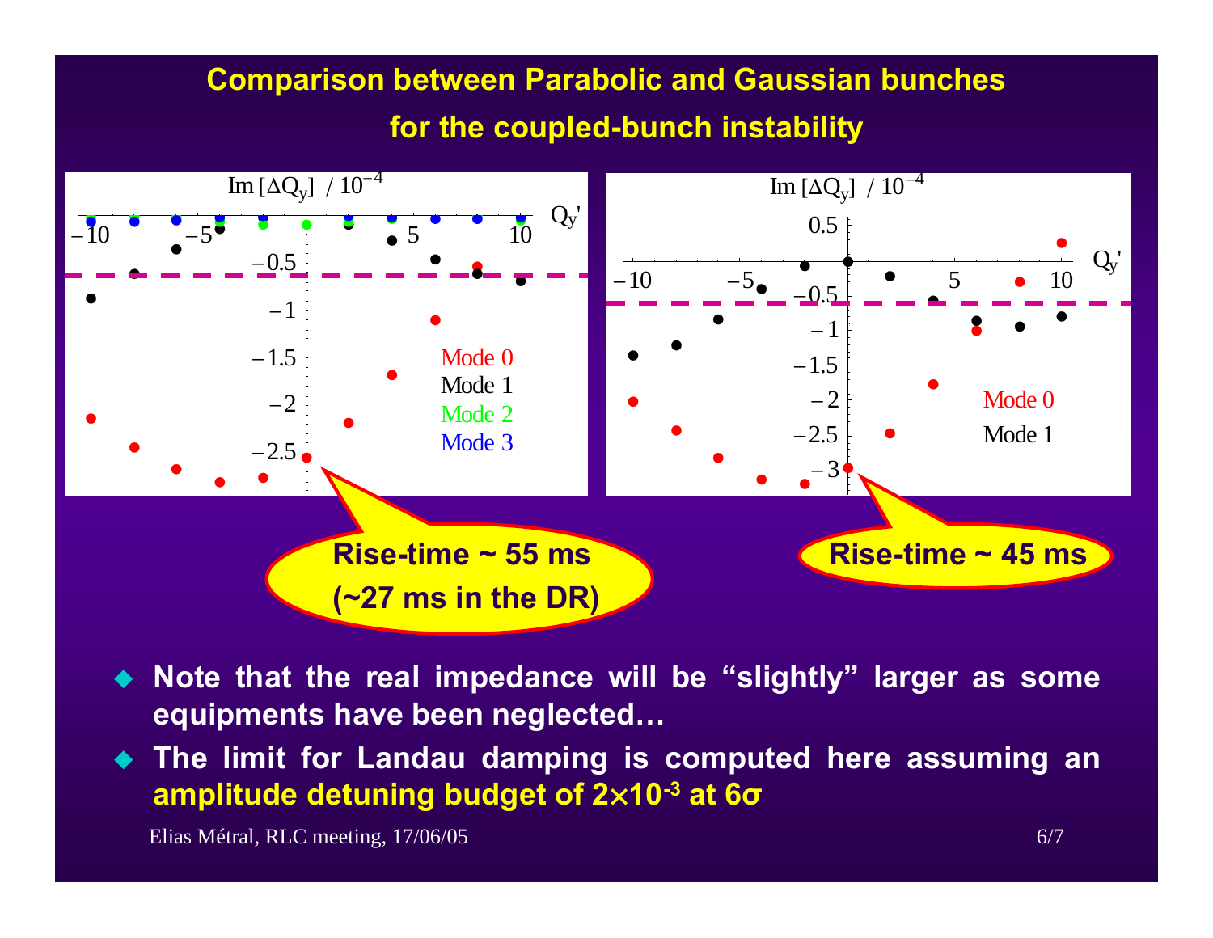# Comparison between Parabolic and Gaussian bunches for the coupled-bunch instability

Rise-time ~ 55 ms (~27 ms in the DR)

Rise-time ~ 45 ms

- Note that the real impedance will be "slightly" larger as some equipments have been neglected…
- The limit for Landau damping is computed here assuming an **amplitude detuning budget of $2\times10^{-3}$ at $6\sigma$**

Elias Métral, RLC meeting, 17/06/05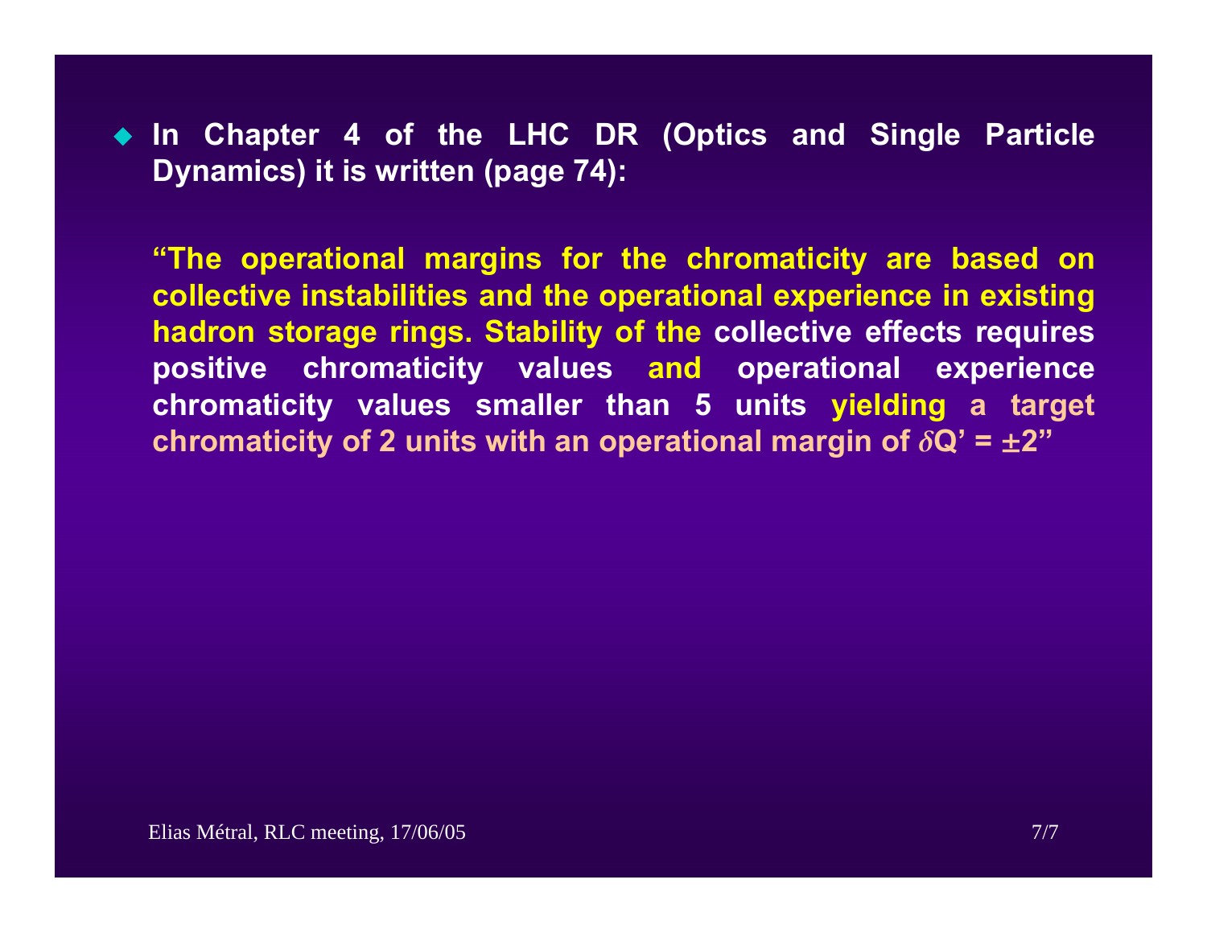- In Chapter 4 of the LHC DR (Optics and Single Particle Dynamics) it is written (page 74):

  **"The operational margins for the chromaticity are based on collective instabilities and the operational experience in existing hadron storage rings. Stability of the collective effects requires positive chromaticity values and operational experience chromaticity values smaller than 5 units yielding a target chromaticity of 2 units with an operational margin of $\delta$Q' = ±2"**